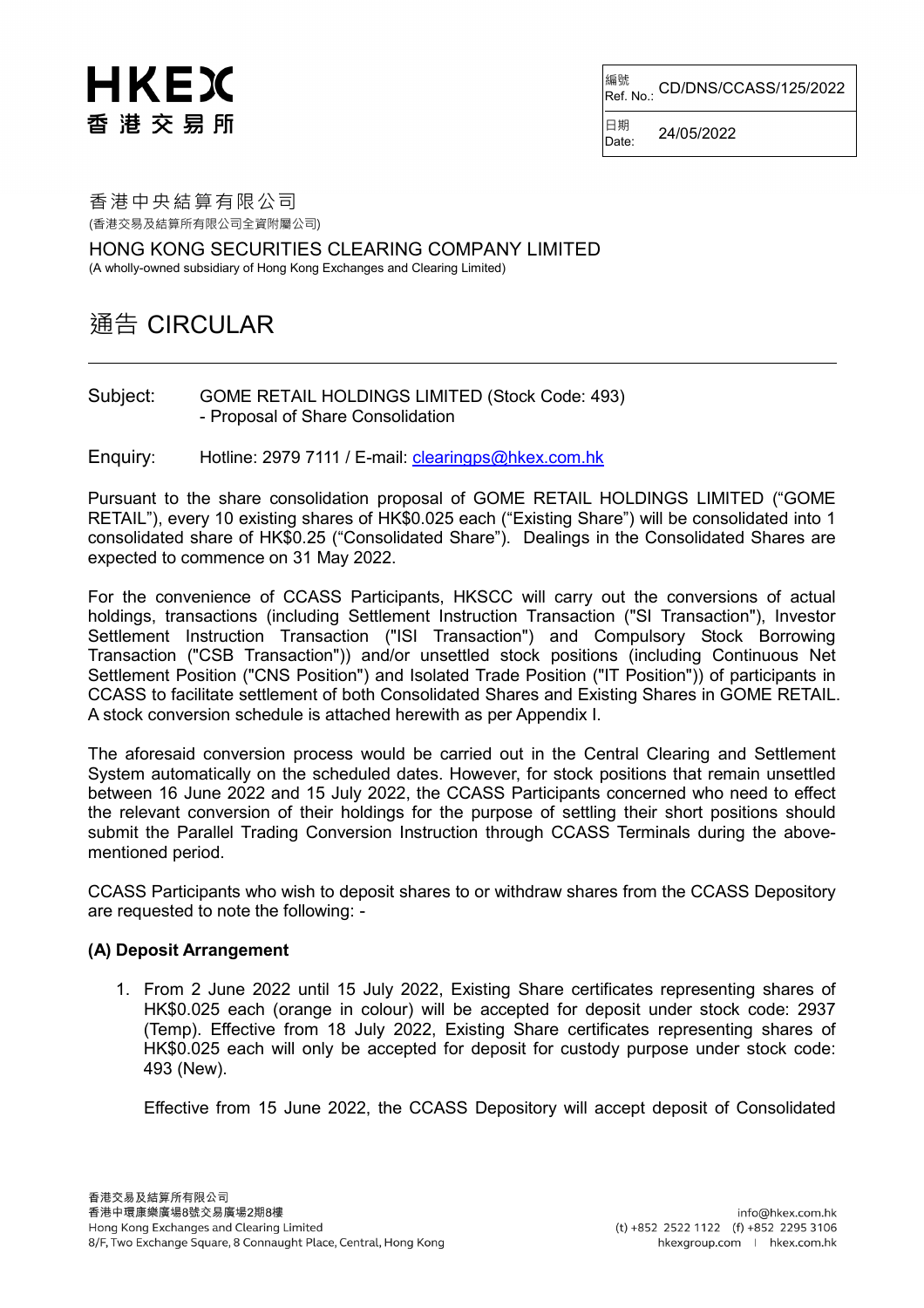HKEX
香港交易所

| 編號 Ref. No.: | CD/DNS/CCASS/125/2022 |
|---|---|
| 日期 Date: | 24/05/2022 |

香港中央結算有限公司
(香港交易及結算所有限公司全資附屬公司)

HONG KONG SECURITIES CLEARING COMPANY LIMITED
(A wholly-owned subsidiary of Hong Kong Exchanges and Clearing Limited)

# 通告 CIRCULAR

---

Subject: GOME RETAIL HOLDINGS LIMITED (Stock Code: 493)
- Proposal of Share Consolidation

Enquiry: Hotline: 2979 7111 / E-mail: clearingps@hkex.com.hk

Pursuant to the share consolidation proposal of GOME RETAIL HOLDINGS LIMITED ("GOME RETAIL"), every 10 existing shares of HK$0.025 each ("Existing Share") will be consolidated into 1 consolidated share of HK$0.25 ("Consolidated Share"). Dealings in the Consolidated Shares are expected to commence on 31 May 2022.

For the convenience of CCASS Participants, HKSCC will carry out the conversions of actual holdings, transactions (including Settlement Instruction Transaction ("SI Transaction"), Investor Settlement Instruction Transaction ("ISI Transaction") and Compulsory Stock Borrowing Transaction ("CSB Transaction")) and/or unsettled stock positions (including Continuous Net Settlement Position ("CNS Position") and Isolated Trade Position ("IT Position")) of participants in CCASS to facilitate settlement of both Consolidated Shares and Existing Shares in GOME RETAIL. A stock conversion schedule is attached herewith as per Appendix I.

The aforesaid conversion process would be carried out in the Central Clearing and Settlement System automatically on the scheduled dates. However, for stock positions that remain unsettled between 16 June 2022 and 15 July 2022, the CCASS Participants concerned who need to effect the relevant conversion of their holdings for the purpose of settling their short positions should submit the Parallel Trading Conversion Instruction through CCASS Terminals during the above-mentioned period.

CCASS Participants who wish to deposit shares to or withdraw shares from the CCASS Depository are requested to note the following: -

**(A) Deposit Arrangement**

1. From 2 June 2022 until 15 July 2022, Existing Share certificates representing shares of HK$0.025 each (orange in colour) will be accepted for deposit under stock code: 2937 (Temp). Effective from 18 July 2022, Existing Share certificates representing shares of HK$0.025 each will only be accepted for deposit for custody purpose under stock code: 493 (New).

   Effective from 15 June 2022, the CCASS Depository will accept deposit of Consolidated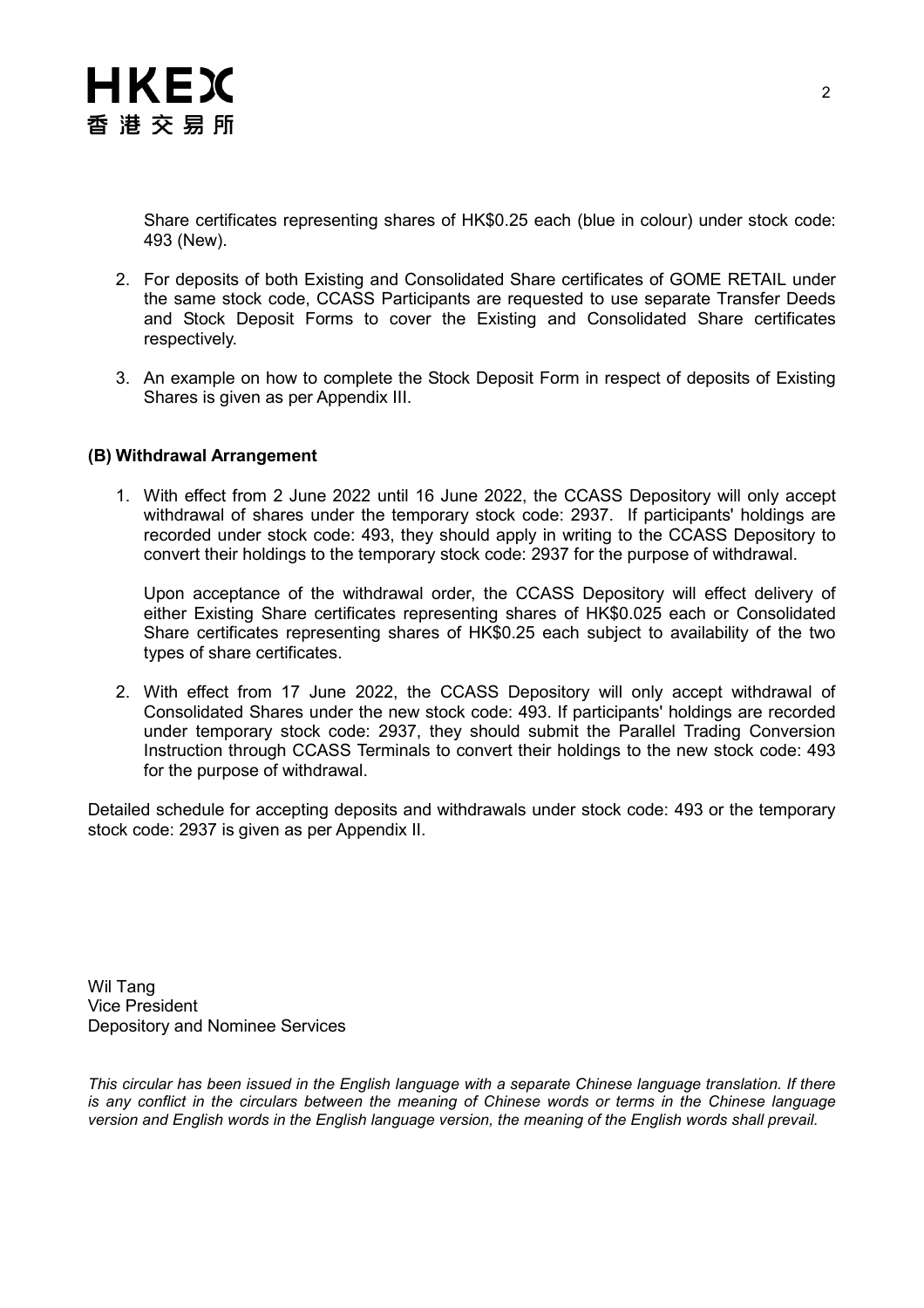Share certificates representing shares of HK$0.25 each (blue in colour) under stock code: 493 (New).

2. For deposits of both Existing and Consolidated Share certificates of GOME RETAIL under the same stock code, CCASS Participants are requested to use separate Transfer Deeds and Stock Deposit Forms to cover the Existing and Consolidated Share certificates respectively.

3. An example on how to complete the Stock Deposit Form in respect of deposits of Existing Shares is given as per Appendix III.

**(B) Withdrawal Arrangement**

1. With effect from 2 June 2022 until 16 June 2022, the CCASS Depository will only accept withdrawal of shares under the temporary stock code: 2937. If participants' holdings are recorded under stock code: 493, they should apply in writing to the CCASS Depository to convert their holdings to the temporary stock code: 2937 for the purpose of withdrawal.

   Upon acceptance of the withdrawal order, the CCASS Depository will effect delivery of either Existing Share certificates representing shares of HK$0.025 each or Consolidated Share certificates representing shares of HK$0.25 each subject to availability of the two types of share certificates.

2. With effect from 17 June 2022, the CCASS Depository will only accept withdrawal of Consolidated Shares under the new stock code: 493. If participants' holdings are recorded under temporary stock code: 2937, they should submit the Parallel Trading Conversion Instruction through CCASS Terminals to convert their holdings to the new stock code: 493 for the purpose of withdrawal.

Detailed schedule for accepting deposits and withdrawals under stock code: 493 or the temporary stock code: 2937 is given as per Appendix II.

Wil Tang
Vice President
Depository and Nominee Services

*This circular has been issued in the English language with a separate Chinese language translation. If there is any conflict in the circulars between the meaning of Chinese words or terms in the Chinese language version and English words in the English language version, the meaning of the English words shall prevail.*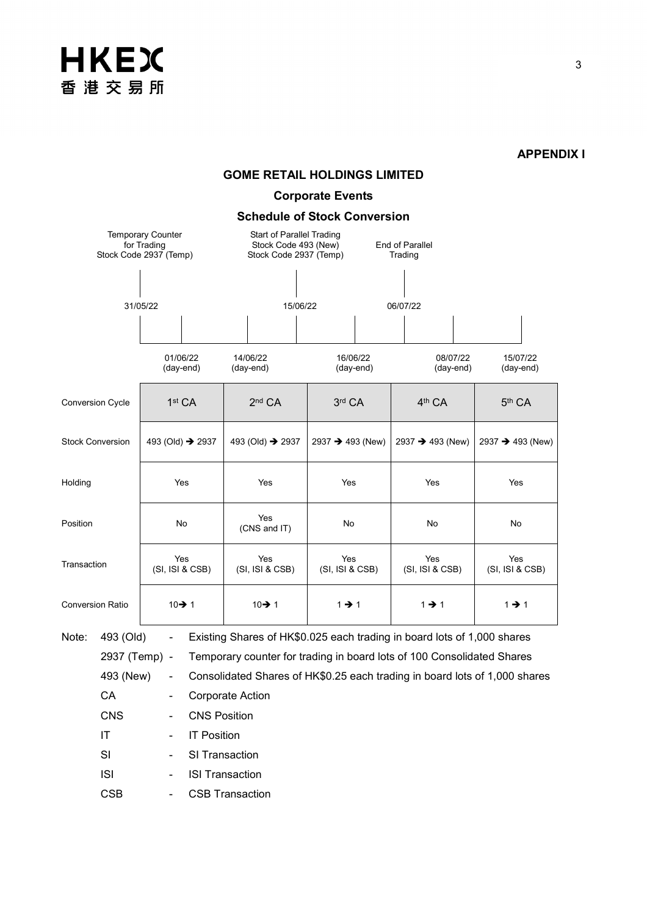**APPENDIX I**

## GOME RETAIL HOLDINGS LIMITED

### Corporate Events

### Schedule of Stock Conversion

Temporary Counter for Trading Stock Code 2937 (Temp) — 31/05/22

Start of Parallel Trading Stock Code 493 (New) Stock Code 2937 (Temp) — 15/06/22

End of Parallel Trading — 06/07/22

| | 01/06/22 (day-end) | 14/06/22 (day-end) | 16/06/22 (day-end) | 08/07/22 (day-end) | 15/07/22 (day-end) |
|---|---|---|---|---|---|
| Conversion Cycle | 1st CA | 2nd CA | 3rd CA | 4th CA | 5th CA |
| Stock Conversion | 493 (Old) → 2937 | 493 (Old) → 2937 | 2937 → 493 (New) | 2937 → 493 (New) | 2937 → 493 (New) |
| Holding | Yes | Yes | Yes | Yes | Yes |
| Position | No | Yes (CNS and IT) | No | No | No |
| Transaction | Yes (SI, ISI & CSB) | Yes (SI, ISI & CSB) | Yes (SI, ISI & CSB) | Yes (SI, ISI & CSB) | Yes (SI, ISI & CSB) |
| Conversion Ratio | 10→ 1 | 10→ 1 | 1 → 1 | 1 → 1 | 1 → 1 |

Note:

- 493 (Old) - Existing Shares of HK$0.025 each trading in board lots of 1,000 shares
- 2937 (Temp) - Temporary counter for trading in board lots of 100 Consolidated Shares
- 493 (New) - Consolidated Shares of HK$0.25 each trading in board lots of 1,000 shares
- CA - Corporate Action
- CNS - CNS Position
- IT - IT Position
- SI - SI Transaction
- ISI - ISI Transaction
- CSB - CSB Transaction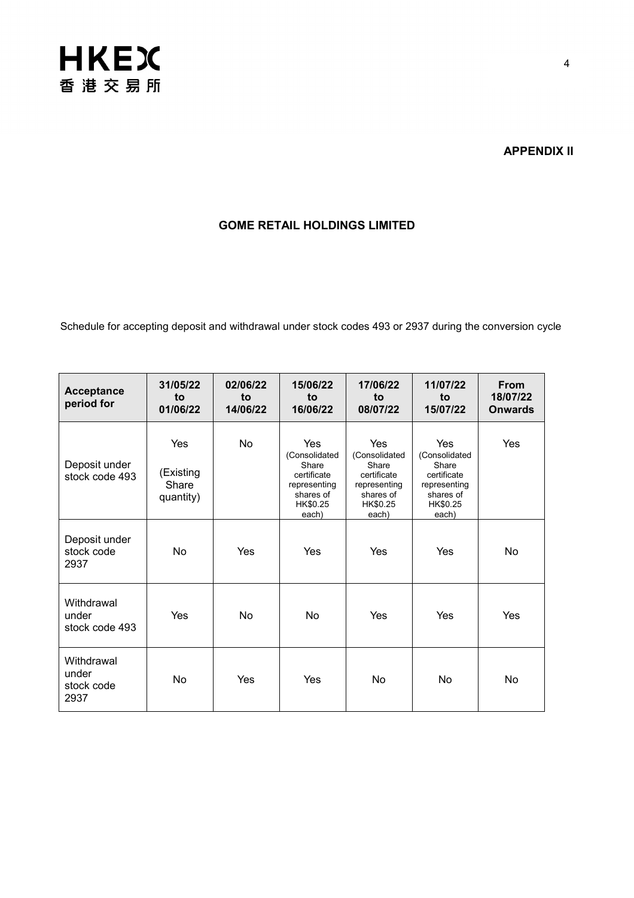**APPENDIX II**

**GOME RETAIL HOLDINGS LIMITED**

Schedule for accepting deposit and withdrawal under stock codes 493 or 2937 during the conversion cycle

| Acceptance period for | 31/05/22 to 01/06/22 | 02/06/22 to 14/06/22 | 15/06/22 to 16/06/22 | 17/06/22 to 08/07/22 | 11/07/22 to 15/07/22 | From 18/07/22 Onwards |
|---|---|---|---|---|---|---|
| Deposit under stock code 493 | Yes (Existing Share quantity) | No | Yes (Consolidated Share certificate representing shares of HK$0.25 each) | Yes (Consolidated Share certificate representing shares of HK$0.25 each) | Yes (Consolidated Share certificate representing shares of HK$0.25 each) | Yes |
| Deposit under stock code 2937 | No | Yes | Yes | Yes | Yes | No |
| Withdrawal under stock code 493 | Yes | No | No | Yes | Yes | Yes |
| Withdrawal under stock code 2937 | No | Yes | Yes | No | No | No |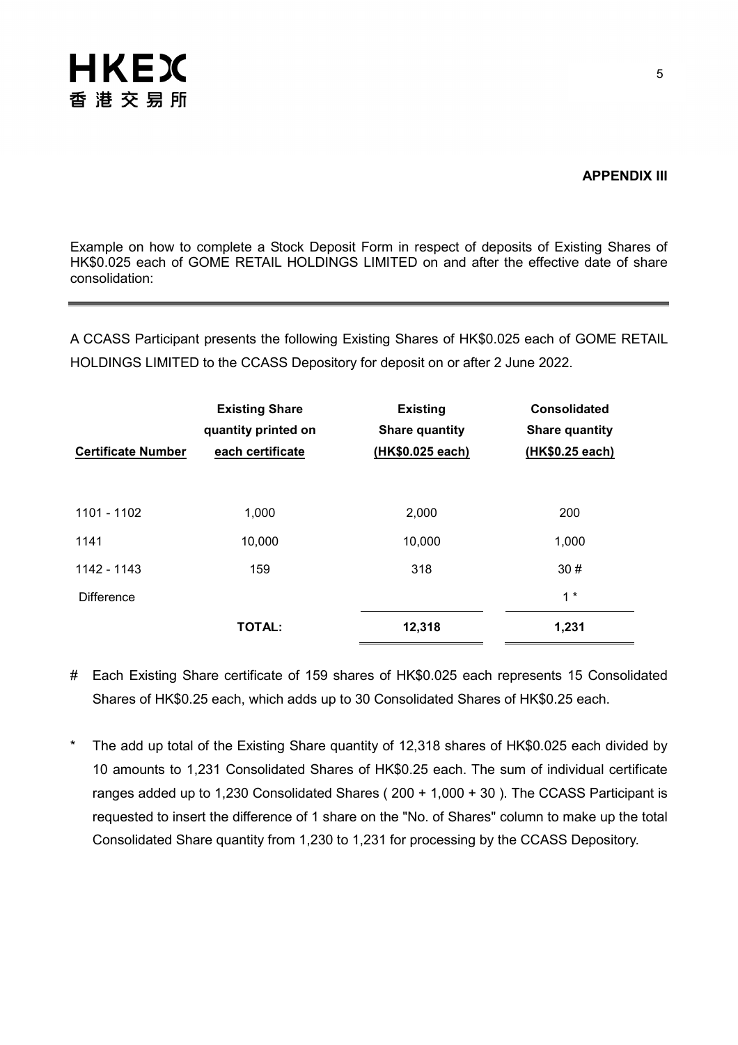**APPENDIX III**

Example on how to complete a Stock Deposit Form in respect of deposits of Existing Shares of HK$0.025 each of GOME RETAIL HOLDINGS LIMITED on and after the effective date of share consolidation:

A CCASS Participant presents the following Existing Shares of HK$0.025 each of GOME RETAIL HOLDINGS LIMITED to the CCASS Depository for deposit on or after 2 June 2022.

| Certificate Number | Existing Share quantity printed on each certificate | Existing Share quantity (HK$0.025 each) | Consolidated Share quantity (HK$0.25 each) |
|---|---|---|---|
| 1101 - 1102 | 1,000 | 2,000 | 200 |
| 1141 | 10,000 | 10,000 | 1,000 |
| 1142 - 1143 | 159 | 318 | 30 # |
| Difference | | | 1 * |
| | **TOTAL:** | **12,318** | **1,231** |

\# Each Existing Share certificate of 159 shares of HK$0.025 each represents 15 Consolidated Shares of HK$0.25 each, which adds up to 30 Consolidated Shares of HK$0.25 each.

\* The add up total of the Existing Share quantity of 12,318 shares of HK$0.025 each divided by 10 amounts to 1,231 Consolidated Shares of HK$0.25 each. The sum of individual certificate ranges added up to 1,230 Consolidated Shares ( 200 + 1,000 + 30 ). The CCASS Participant is requested to insert the difference of 1 share on the "No. of Shares" column to make up the total Consolidated Share quantity from 1,230 to 1,231 for processing by the CCASS Depository.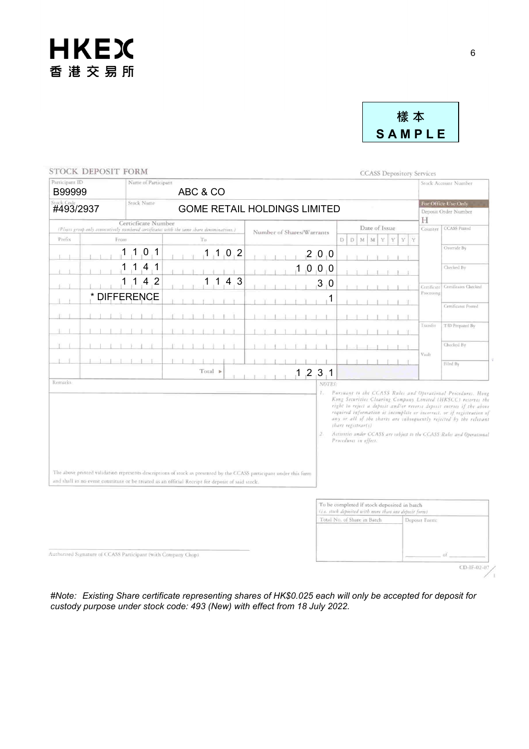樣本
**SAMPLE**

## STOCK DEPOSIT FORM

CCASS Depository Services

| Participant ID | Name of Participant | Stock Account Number |
|---|---|---|
| B99999 | ABC & CO | |
| Stock Code | Stock Name | For Office Use Only |
| #493/2937 | GOME RETAIL HOLDINGS LIMITED | Deposit Order Number H |

Certificate Number (Please group only consecutively numbered certificates with the same share denominations.)

| Prefix | From | To | Number of Shares/Warrants | Date of Issue (DDMMYYYY) |
|---|---|---|---|---|
| | 1101 | 1102 | 200 | |
| | 1141 | | 1000 | |
| | 1142 | 1143 | 30 | |
| | * DIFFERENCE | | 1 | |
| | | | | |
| | | | | |
| | | | | |
| | | | | |
| | | Total ▸ | 1231 | |

For Office Use Only: Counter – CCASS Posted; Override By; Checked By; Certificate Processing – Certificates Checked; Certificates Posted; Transfer – T/D Prepared By; Checked By; Vault – Filed By

Remarks

The above printed validation represents descriptions of stock as presented by the CCASS participant under this form and shall in no event constitute or be treated as an official Receipt for deposit of said stock.

NOTES:

1. Pursuant to the CCASS Rules and Operational Procedures, Hong Kong Securities Clearing Company Limited (HKSCC) reserves the right to reject a deposit and/or reverse deposit entries if the above required information is incomplete or incorrect, or if registration of any or all of the shares are subsequently rejected by the relevant share registrar(s).
2. Activities under CCASS are subject to the CCASS Rules and Operational Procedures in effect.

To be completed if stock deposited in batch (i.e. stock deposited with more than one deposit form)

| Total No. of Share in Batch | Deposit Form: |
|---|---|
| | _____ of _____ |

Authorised Signature of CCASS Participant (with Company Chop)

CD-IF-02-07

*#Note: Existing Share certificate representing shares of HK$0.025 each will only be accepted for deposit for custody purpose under stock code: 493 (New) with effect from 18 July 2022.*